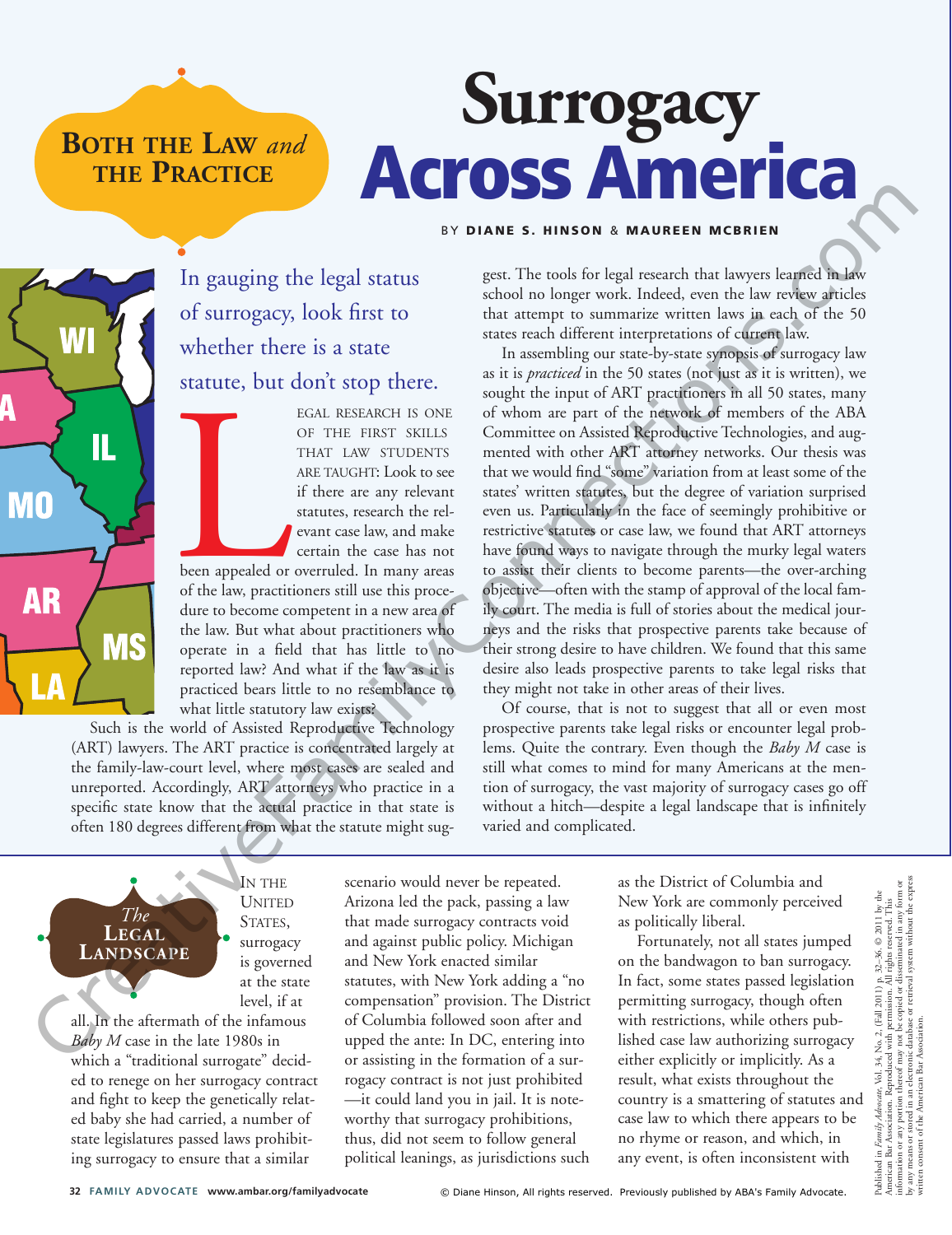**BOTH THE LAW *and* THE PRACTICE**

# Surrogacy Across America

BY **DIANE S. HINSON** & **MAUREEN MCBRIEN**

In gauging the legal status of surrogacy, look first to whether there is a state statute, but don't stop there.

Legal research is one of the first skills that law students are taught: Look to see if there are any relevant statutes, research the relevant case law, and make certain the case has not been appealed or overruled. In many areas of the law, practitioners still use this procedure to become competent in a new area of the law. But what about practitioners who operate in a field that has little to no reported law? And what if the law as it is practiced bears little to no resemblance to what little statutory law exists?

Such is the world of Assisted Reproductive Technology (ART) lawyers. The ART practice is concentrated largely at the family-law-court level, where most cases are sealed and unreported. Accordingly, ART attorneys who practice in a specific state know that the actual practice in that state is often 180 degrees different from what the statute might suggest. The tools for legal research that lawyers learned in law school no longer work. Indeed, even the law review articles that attempt to summarize written laws in each of the 50 states reach different interpretations of current law.

In assembling our state-by-state synopsis of surrogacy law as it is *practiced* in the 50 states (not just as it is written), we sought the input of ART practitioners in all 50 states, many of whom are part of the network of members of the ABA Committee on Assisted Reproductive Technologies, and augmented with other ART attorney networks. Our thesis was that we would find "some" variation from at least some of the states' written statutes, but the degree of variation surprised even us. Particularly in the face of seemingly prohibitive or restrictive statutes or case law, we found that ART attorneys have found ways to navigate through the murky legal waters to assist their clients to become parents—the over-arching objective—often with the stamp of approval of the local family court. The media is full of stories about the medical journeys and the risks that prospective parents take because of their strong desire to have children. We found that this same desire also leads prospective parents to take legal risks that they might not take in other areas of their lives.

Of course, that is not to suggest that all or even most prospective parents take legal risks or encounter legal problems. Quite the contrary. Even though the *Baby M* case is still what comes to mind for many Americans at the mention of surrogacy, the vast majority of surrogacy cases go off without a hitch—despite a legal landscape that is infinitely varied and complicated.

## *The* Legal Landscape

In the United States, surrogacy is governed at the state level, if at all. In the aftermath of the infamous *Baby M* case in the late 1980s in which a "traditional surrogate" decided to renege on her surrogacy contract and fight to keep the genetically related baby she had carried, a number of state legislatures passed laws prohibiting surrogacy to ensure that a similar scenario would never be repeated. Arizona led the pack, passing a law that made surrogacy contracts void and against public policy. Michigan and New York enacted similar statutes, with New York adding a "no compensation" provision. The District of Columbia followed soon after and upped the ante: In DC, entering into or assisting in the formation of a surrogacy contract is not just prohibited—it could land you in jail. It is noteworthy that surrogacy prohibitions, thus, did not seem to follow general political leanings, as jurisdictions such as the District of Columbia and New York are commonly perceived as politically liberal.

Fortunately, not all states jumped on the bandwagon to ban surrogacy. In fact, some states passed legislation permitting surrogacy, though often with restrictions, while others published case law authorizing surrogacy either explicitly or implicitly. As a result, what exists throughout the country is a smattering of statutes and case law to which there appears to be no rhyme or reason, and which, in any event, is often inconsistent with

Published in *Family Advocate*, Vol. 34, No. 2, (Fall 2011) p. 32–36. © 2011 by the American Bar Association. Reproduced with permission. All rights reserved. This information or any portion thereof may not be copied or disseminated in any form or by any means or stored in an electronic database or retrieval system without the express written consent of the American Bar Association.

© Diane Hinson, All rights reserved. Previously published by ABA's Family Advocate.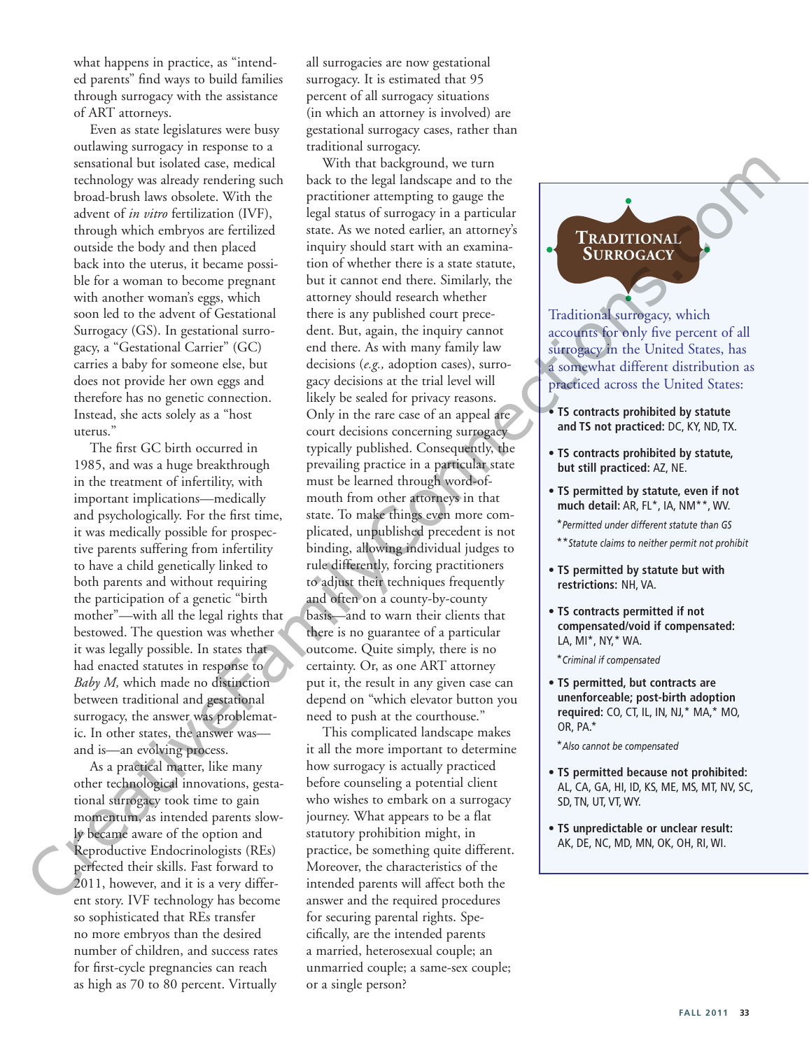what happens in practice, as "intended parents" find ways to build families through surrogacy with the assistance of ART attorneys.

Even as state legislatures were busy outlawing surrogacy in response to a sensational but isolated case, medical technology was already rendering such broad-brush laws obsolete. With the advent of *in vitro* fertilization (IVF), through which embryos are fertilized outside the body and then placed back into the uterus, it became possible for a woman to become pregnant with another woman's eggs, which soon led to the advent of Gestational Surrogacy (GS). In gestational surrogacy, a "Gestational Carrier" (GC) carries a baby for someone else, but does not provide her own eggs and therefore has no genetic connection. Instead, she acts solely as a "host uterus."

The first GC birth occurred in 1985, and was a huge breakthrough in the treatment of infertility, with important implications—medically and psychologically. For the first time, it was medically possible for prospective parents suffering from infertility to have a child genetically linked to both parents and without requiring the participation of a genetic "birth mother"—with all the legal rights that bestowed. The question was whether it was legally possible. In states that had enacted statutes in response to *Baby M,* which made no distinction between traditional and gestational surrogacy, the answer was problematic. In other states, the answer was—and is—an evolving process.

As a practical matter, like many other technological innovations, gestational surrogacy took time to gain momentum, as intended parents slowly became aware of the option and Reproductive Endocrinologists (REs) perfected their skills. Fast forward to 2011, however, and it is a very different story. IVF technology has become so sophisticated that REs transfer no more embryos than the desired number of children, and success rates for first-cycle pregnancies can reach as high as 70 to 80 percent. Virtually all surrogacies are now gestational surrogacy. It is estimated that 95 percent of all surrogacy situations (in which an attorney is involved) are gestational surrogacy cases, rather than traditional surrogacy.

With that background, we turn back to the legal landscape and to the practitioner attempting to gauge the legal status of surrogacy in a particular state. As we noted earlier, an attorney's inquiry should start with an examination of whether there is a state statute, but it cannot end there. Similarly, the attorney should research whether there is any published court precedent. But, again, the inquiry cannot end there. As with many family law decisions (*e.g.,* adoption cases), surrogacy decisions at the trial level will likely be sealed for privacy reasons. Only in the rare case of an appeal are court decisions concerning surrogacy typically published. Consequently, the prevailing practice in a particular state must be learned through word-of-mouth from other attorneys in that state. To make things even more complicated, unpublished precedent is not binding, allowing individual judges to rule differently, forcing practitioners to adjust their techniques frequently and often on a county-by-county basis—and to warn their clients that there is no guarantee of a particular outcome. Quite simply, there is no certainty. Or, as one ART attorney put it, the result in any given case can depend on "which elevator button you need to push at the courthouse."

This complicated landscape makes it all the more important to determine how surrogacy is actually practiced before counseling a potential client who wishes to embark on a surrogacy journey. What appears to be a flat statutory prohibition might, in practice, be something quite different. Moreover, the characteristics of the intended parents will affect both the answer and the required procedures for securing parental rights. Specifically, are the intended parents a married, heterosexual couple; an unmarried couple; a same-sex couple; or a single person?

## Traditional Surrogacy

Traditional surrogacy, which accounts for only five percent of all surrogacy in the United States, has a somewhat different distribution as practiced across the United States:

- **TS contracts prohibited by statute and TS not practiced:** DC, KY, ND, TX.
- **TS contracts prohibited by statute, but still practiced:** AZ, NE.
- **TS permitted by statute, even if not much detail:** AR, FL*, IA, NM**, WV.
  *\*Permitted under different statute than GS*
  *\*\*Statute claims to neither permit not prohibit*
- **TS permitted by statute but with restrictions:** NH, VA.
- **TS contracts permitted if not compensated/void if compensated:** LA, MI*, NY,* WA.
  *\*Criminal if compensated*
- **TS permitted, but contracts are unenforceable; post-birth adoption required:** CO, CT, IL, IN, NJ,* MA,* MO, OR, PA.*
  *\*Also cannot be compensated*
- **TS permitted because not prohibited:** AL, CA, GA, HI, ID, KS, ME, MS, MT, NV, SC, SD, TN, UT, VT, WY.
- **TS unpredictable or unclear result:** AK, DE, NC, MD, MN, OK, OH, RI, WI.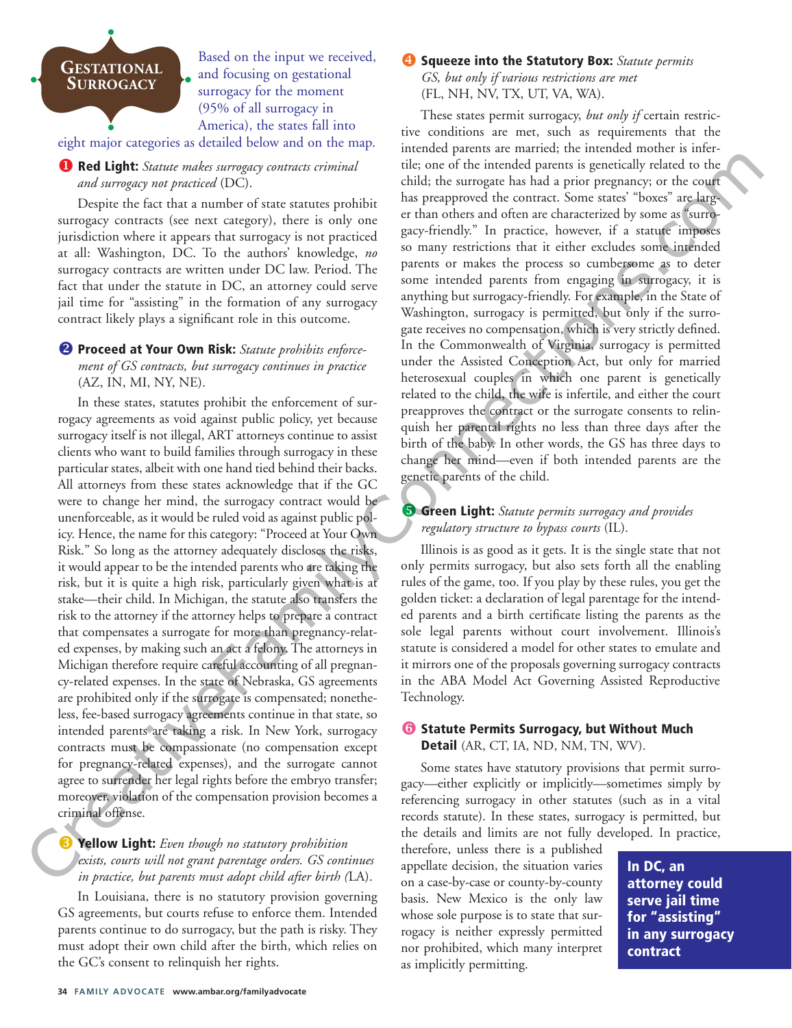## Gestational Surrogacy

Based on the input we received, and focusing on gestational surrogacy for the moment (95% of all surrogacy in America), the states fall into eight major categories as detailed below and on the map.

### 1 Red Light: *Statute makes surrogacy contracts criminal and surrogacy not practiced* (DC).

Despite the fact that a number of state statutes prohibit surrogacy contracts (see next category), there is only one jurisdiction where it appears that surrogacy is not practiced at all: Washington, DC. To the authors' knowledge, *no* surrogacy contracts are written under DC law. Period. The fact that under the statute in DC, an attorney could serve jail time for "assisting" in the formation of any surrogacy contract likely plays a significant role in this outcome.

### 2 Proceed at Your Own Risk: *Statute prohibits enforcement of GS contracts, but surrogacy continues in practice* (AZ, IN, MI, NY, NE).

In these states, statutes prohibit the enforcement of surrogacy agreements as void against public policy, yet because surrogacy itself is not illegal, ART attorneys continue to assist clients who want to build families through surrogacy in these particular states, albeit with one hand tied behind their backs. All attorneys from these states acknowledge that if the GC were to change her mind, the surrogacy contract would be unenforceable, as it would be ruled void as against public policy. Hence, the name for this category: "Proceed at Your Own Risk." So long as the attorney adequately discloses the risks, it would appear to be the intended parents who are taking the risk, but it is quite a high risk, particularly given what is at stake—their child. In Michigan, the statute also transfers the risk to the attorney if the attorney helps to prepare a contract that compensates a surrogate for more than pregnancy-related expenses, by making such an act a felony. The attorneys in Michigan therefore require careful accounting of all pregnancy-related expenses. In the state of Nebraska, GS agreements are prohibited only if the surrogate is compensated; nonetheless, fee-based surrogacy agreements continue in that state, so intended parents are taking a risk. In New York, surrogacy contracts must be compassionate (no compensation except for pregnancy-related expenses), and the surrogate cannot agree to surrender her legal rights before the embryo transfer; moreover, violation of the compensation provision becomes a criminal offense.

### 3 Yellow Light: *Even though no statutory prohibition exists, courts will not grant parentage orders. GS continues in practice, but parents must adopt child after birth* (LA).

In Louisiana, there is no statutory provision governing GS agreements, but courts refuse to enforce them. Intended parents continue to do surrogacy, but the path is risky. They must adopt their own child after the birth, which relies on the GC's consent to relinquish her rights.

### 4 Squeeze into the Statutory Box: *Statute permits GS, but only if various restrictions are met* (FL, NH, NV, TX, UT, VA, WA).

These states permit surrogacy, *but only if* certain restrictive conditions are met, such as requirements that the intended parents are married; the intended mother is infertile; one of the intended parents is genetically related to the child; the surrogate has had a prior pregnancy; or the court has preapproved the contract. Some states' "boxes" are larger than others and often are characterized by some as "surrogacy-friendly." In practice, however, if a statute imposes so many restrictions that it either excludes some intended parents or makes the process so cumbersome as to deter some intended parents from engaging in surrogacy, it is anything but surrogacy-friendly. For example, in the State of Washington, surrogacy is permitted, but only if the surrogate receives no compensation, which is very strictly defined. In the Commonwealth of Virginia, surrogacy is permitted under the Assisted Conception Act, but only for married heterosexual couples in which one parent is genetically related to the child, the wife is infertile, and either the court preapproves the contract or the surrogate consents to relinquish her parental rights no less than three days after the birth of the baby. In other words, the GS has three days to change her mind—even if both intended parents are the genetic parents of the child.

### 5 Green Light: *Statute permits surrogacy and provides regulatory structure to bypass courts* (IL).

Illinois is as good as it gets. It is the single state that not only permits surrogacy, but also sets forth all the enabling rules of the game, too. If you play by these rules, you get the golden ticket: a declaration of legal parentage for the intended parents and a birth certificate listing the parents as the sole legal parents without court involvement. Illinois's statute is considered a model for other states to emulate and it mirrors one of the proposals governing surrogacy contracts in the ABA Model Act Governing Assisted Reproductive Technology.

### 6 Statute Permits Surrogacy, but Without Much Detail (AR, CT, IA, ND, NM, TN, WV).

Some states have statutory provisions that permit surrogacy—either explicitly or implicitly—sometimes simply by referencing surrogacy in other statutes (such as in a vital records statute). In these states, surrogacy is permitted, but the details and limits are not fully developed. In practice, therefore, unless there is a published appellate decision, the situation varies on a case-by-case or county-by-county basis. New Mexico is the only law whose sole purpose is to state that surrogacy is neither expressly permitted nor prohibited, which many interpret as implicitly permitting.

**In DC, an attorney could serve jail time for "assisting" in any surrogacy contract**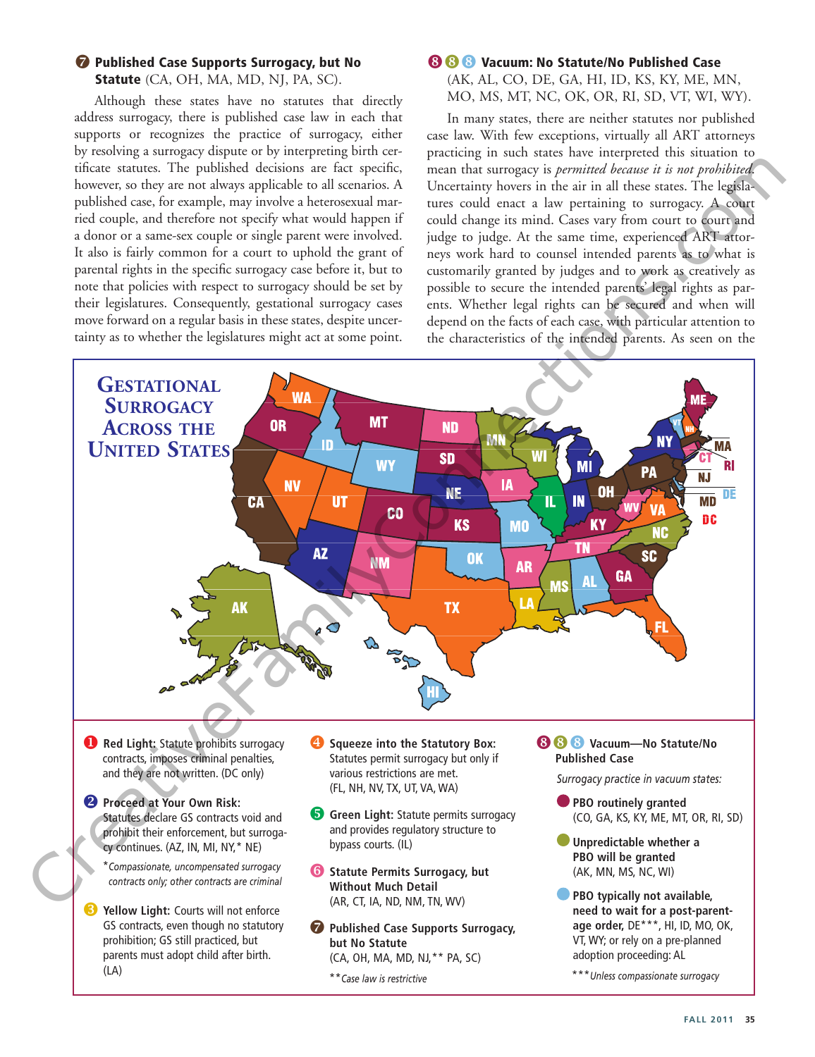### ❼ Published Case Supports Surrogacy, but No Statute (CA, OH, MA, MD, NJ, PA, SC).

Although these states have no statutes that directly address surrogacy, there is published case law in each that supports or recognizes the practice of surrogacy, either by resolving a surrogacy dispute or by interpreting birth certificate statutes. The published decisions are fact specific, however, so they are not always applicable to all scenarios. A published case, for example, may involve a heterosexual married couple, and therefore not specify what would happen if a donor or a same-sex couple or single parent were involved. It also is fairly common for a court to uphold the grant of parental rights in the specific surrogacy case before it, but to note that policies with respect to surrogacy should be set by their legislatures. Consequently, gestational surrogacy cases move forward on a regular basis in these states, despite uncertainty as to whether the legislatures might act at some point.

### ❽❽❽ Vacuum: No Statute/No Published Case (AK, AL, CO, DE, GA, HI, ID, KS, KY, ME, MN, MO, MS, MT, NC, OK, OR, RI, SD, VT, WI, WY).

In many states, there are neither statutes nor published case law. With few exceptions, virtually all ART attorneys practicing in such states have interpreted this situation to mean that surrogacy is *permitted because it is not prohibited*. Uncertainty hovers in the air in all these states. The legislatures could enact a law pertaining to surrogacy. A court could change its mind. Cases vary from court to court and judge to judge. At the same time, experienced ART attorneys work hard to counsel intended parents as to what is customarily granted by judges and to work as creatively as possible to secure the intended parents' legal rights as parents. Whether legal rights can be secured and when will depend on the facts of each case, with particular attention to the characteristics of the intended parents. As seen on the

## Gestational Surrogacy Across the United States

**❶ Red Light:** Statute prohibits surrogacy contracts, imposes criminal penalties, and they are not written. (DC only)

**❷ Proceed at Your Own Risk:** Statutes declare GS contracts void and prohibit their enforcement, but surrogacy continues. (AZ, IN, MI, NY,* NE)

*Compassionate, uncompensated surrogacy contracts only; other contracts are criminal*

**❸ Yellow Light:** Courts will not enforce GS contracts, even though no statutory prohibition; GS still practiced, but parents must adopt child after birth. (LA)

**❹ Squeeze into the Statutory Box:** Statutes permit surrogacy but only if various restrictions are met. (FL, NH, NV, TX, UT, VA, WA)

**❺ Green Light:** Statute permits surrogacy and provides regulatory structure to bypass courts. (IL)

**❻ Statute Permits Surrogacy, but Without Much Detail** (AR, CT, IA, ND, NM, TN, WV)

**❼ Published Case Supports Surrogacy, but No Statute** (CA, OH, MA, MD, NJ,** PA, SC)

**Case law is restrictive*

**❽❽❽ Vacuum—No Statute/No Published Case**

*Surrogacy practice in vacuum states:*

- **PBO routinely granted** (CO, GA, KS, KY, ME, MT, OR, RI, SD)
- **Unpredictable whether a PBO will be granted** (AK, MN, MS, NC, WI)
- **PBO typically not available, need to wait for a post-parentage order,** DE***, HI, ID, MO, OK, VT, WY; or rely on a pre-planned adoption proceeding: AL

****Unless compassionate surrogacy*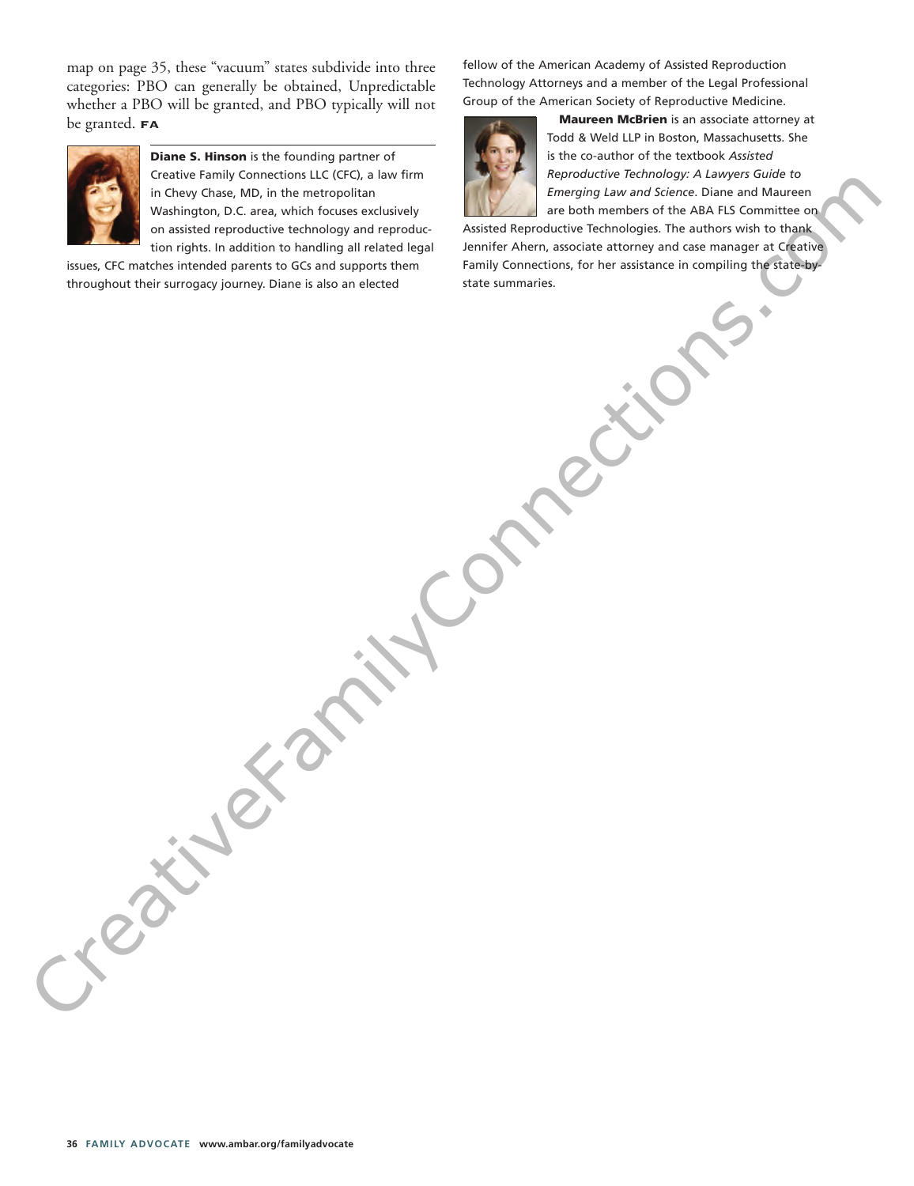map on page 35, these "vacuum" states subdivide into three categories: PBO can generally be obtained, Unpredictable whether a PBO will be granted, and PBO typically will not be granted. **FA**

**Diane S. Hinson** is the founding partner of Creative Family Connections LLC (CFC), a law firm in Chevy Chase, MD, in the metropolitan Washington, D.C. area, which focuses exclusively on assisted reproductive technology and reproduction rights. In addition to handling all related legal issues, CFC matches intended parents to GCs and supports them throughout their surrogacy journey. Diane is also an elected fellow of the American Academy of Assisted Reproduction Technology Attorneys and a member of the Legal Professional Group of the American Society of Reproductive Medicine.

**Maureen McBrien** is an associate attorney at Todd & Weld LLP in Boston, Massachusetts. She is the co-author of the textbook *Assisted Reproductive Technology: A Lawyers Guide to Emerging Law and Science*. Diane and Maureen are both members of the ABA FLS Committee on Assisted Reproductive Technologies. The authors wish to thank Jennifer Ahern, associate attorney and case manager at Creative Family Connections, for her assistance in compiling the state-by-state summaries.